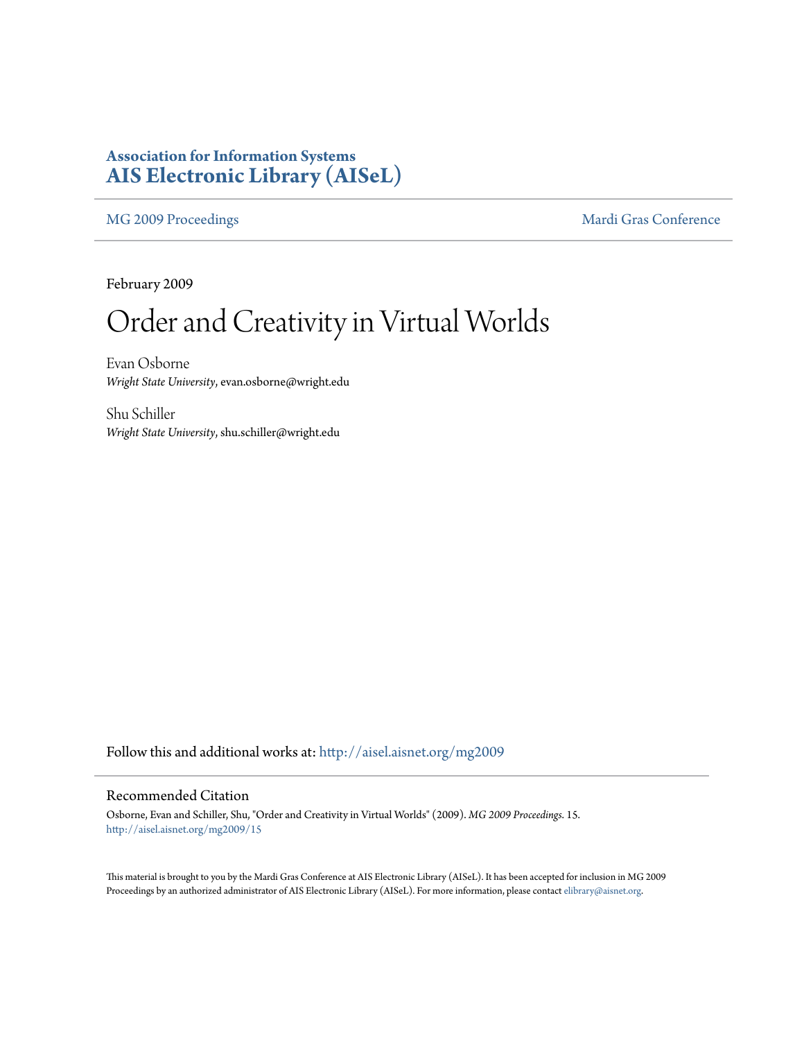**Association for Information Systems**
**AIS Electronic Library (AISeL)**

MG 2009 Proceedings | Mardi Gras Conference

February 2009

# Order and Creativity in Virtual Worlds

Evan Osborne
*Wright State University*, evan.osborne@wright.edu

Shu Schiller
*Wright State University*, shu.schiller@wright.edu

Follow this and additional works at: http://aisel.aisnet.org/mg2009

## Recommended Citation

Osborne, Evan and Schiller, Shu, "Order and Creativity in Virtual Worlds" (2009). *MG 2009 Proceedings*. 15.
http://aisel.aisnet.org/mg2009/15

This material is brought to you by the Mardi Gras Conference at AIS Electronic Library (AISeL). It has been accepted for inclusion in MG 2009 Proceedings by an authorized administrator of AIS Electronic Library (AISeL). For more information, please contact elibrary@aisnet.org.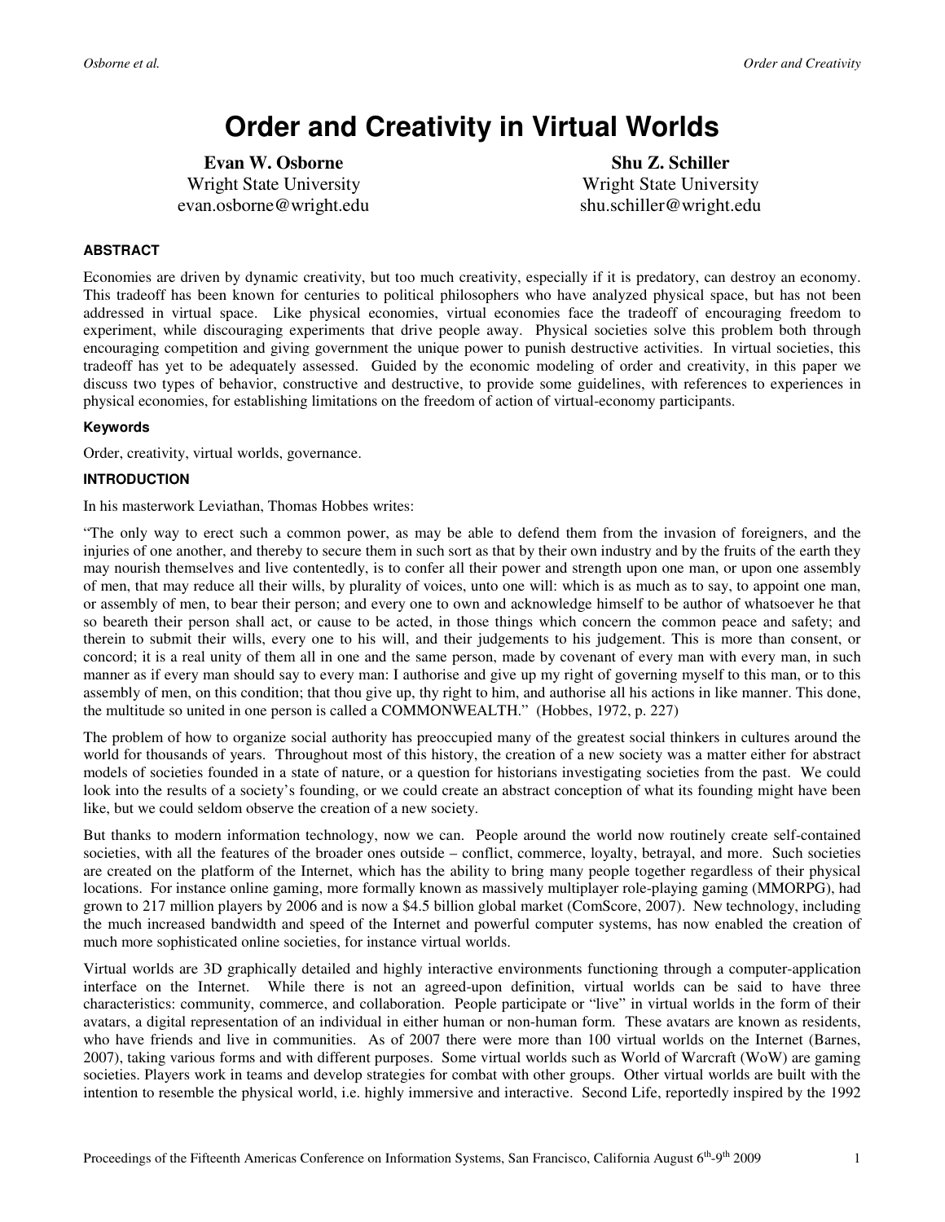# Order and Creativity in Virtual Worlds

**Evan W. Osborne**
Wright State University
evan.osborne@wright.edu

**Shu Z. Schiller**
Wright State University
shu.schiller@wright.edu

#### ABSTRACT

Economies are driven by dynamic creativity, but too much creativity, especially if it is predatory, can destroy an economy. This tradeoff has been known for centuries to political philosophers who have analyzed physical space, but has not been addressed in virtual space. Like physical economies, virtual economies face the tradeoff of encouraging freedom to experiment, while discouraging experiments that drive people away. Physical societies solve this problem both through encouraging competition and giving government the unique power to punish destructive activities. In virtual societies, this tradeoff has yet to be adequately assessed. Guided by the economic modeling of order and creativity, in this paper we discuss two types of behavior, constructive and destructive, to provide some guidelines, with references to experiences in physical economies, for establishing limitations on the freedom of action of virtual-economy participants.

#### Keywords

Order, creativity, virtual worlds, governance.

#### INTRODUCTION

In his masterwork Leviathan, Thomas Hobbes writes:

"The only way to erect such a common power, as may be able to defend them from the invasion of foreigners, and the injuries of one another, and thereby to secure them in such sort as that by their own industry and by the fruits of the earth they may nourish themselves and live contentedly, is to confer all their power and strength upon one man, or upon one assembly of men, that may reduce all their wills, by plurality of voices, unto one will: which is as much as to say, to appoint one man, or assembly of men, to bear their person; and every one to own and acknowledge himself to be author of whatsoever he that so beareth their person shall act, or cause to be acted, in those things which concern the common peace and safety; and therein to submit their wills, every one to his will, and their judgements to his judgement. This is more than consent, or concord; it is a real unity of them all in one and the same person, made by covenant of every man with every man, in such manner as if every man should say to every man: I authorise and give up my right of governing myself to this man, or to this assembly of men, on this condition; that thou give up, thy right to him, and authorise all his actions in like manner. This done, the multitude so united in one person is called a COMMONWEALTH." (Hobbes, 1972, p. 227)

The problem of how to organize social authority has preoccupied many of the greatest social thinkers in cultures around the world for thousands of years. Throughout most of this history, the creation of a new society was a matter either for abstract models of societies founded in a state of nature, or a question for historians investigating societies from the past. We could look into the results of a society's founding, or we could create an abstract conception of what its founding might have been like, but we could seldom observe the creation of a new society.

But thanks to modern information technology, now we can. People around the world now routinely create self-contained societies, with all the features of the broader ones outside – conflict, commerce, loyalty, betrayal, and more. Such societies are created on the platform of the Internet, which has the ability to bring many people together regardless of their physical locations. For instance online gaming, more formally known as massively multiplayer role-playing gaming (MMORPG), had grown to 217 million players by 2006 and is now a $4.5 billion global market (ComScore, 2007). New technology, including the much increased bandwidth and speed of the Internet and powerful computer systems, has now enabled the creation of much more sophisticated online societies, for instance virtual worlds.

Virtual worlds are 3D graphically detailed and highly interactive environments functioning through a computer-application interface on the Internet. While there is not an agreed-upon definition, virtual worlds can be said to have three characteristics: community, commerce, and collaboration. People participate or "live" in virtual worlds in the form of their avatars, a digital representation of an individual in either human or non-human form. These avatars are known as residents, who have friends and live in communities. As of 2007 there were more than 100 virtual worlds on the Internet (Barnes, 2007), taking various forms and with different purposes. Some virtual worlds such as World of Warcraft (WoW) are gaming societies. Players work in teams and develop strategies for combat with other groups. Other virtual worlds are built with the intention to resemble the physical world, i.e. highly immersive and interactive. Second Life, reportedly inspired by the 1992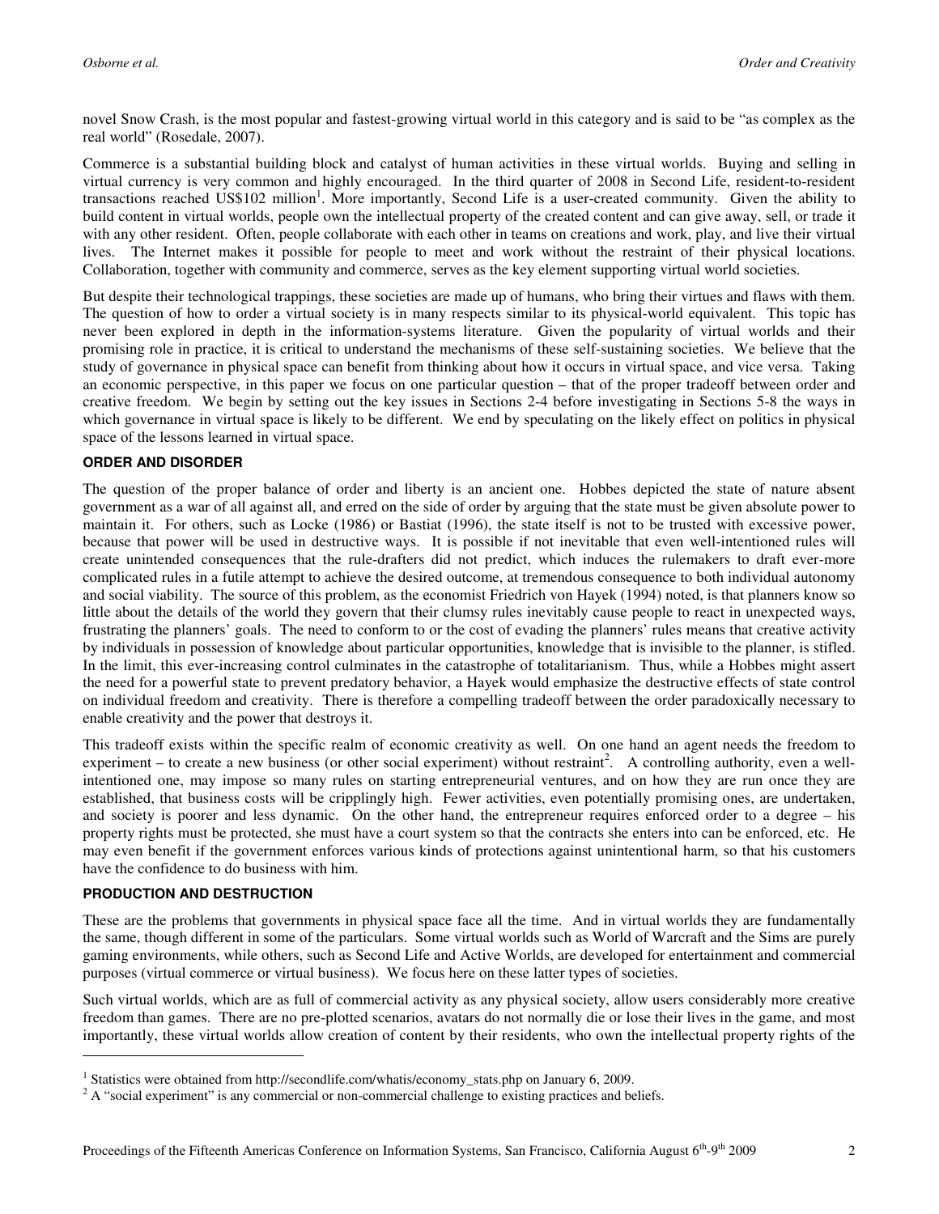novel Snow Crash, is the most popular and fastest-growing virtual world in this category and is said to be "as complex as the real world" (Rosedale, 2007).

Commerce is a substantial building block and catalyst of human activities in these virtual worlds. Buying and selling in virtual currency is very common and highly encouraged. In the third quarter of 2008 in Second Life, resident-to-resident transactions reached US$102 million[1]. More importantly, Second Life is a user-created community. Given the ability to build content in virtual worlds, people own the intellectual property of the created content and can give away, sell, or trade it with any other resident. Often, people collaborate with each other in teams on creations and work, play, and live their virtual lives. The Internet makes it possible for people to meet and work without the restraint of their physical locations. Collaboration, together with community and commerce, serves as the key element supporting virtual world societies.

But despite their technological trappings, these societies are made up of humans, who bring their virtues and flaws with them. The question of how to order a virtual society is in many respects similar to its physical-world equivalent. This topic has never been explored in depth in the information-systems literature. Given the popularity of virtual worlds and their promising role in practice, it is critical to understand the mechanisms of these self-sustaining societies. We believe that the study of governance in physical space can benefit from thinking about how it occurs in virtual space, and vice versa. Taking an economic perspective, in this paper we focus on one particular question – that of the proper tradeoff between order and creative freedom. We begin by setting out the key issues in Sections 2-4 before investigating in Sections 5-8 the ways in which governance in virtual space is likely to be different. We end by speculating on the likely effect on politics in physical space of the lessons learned in virtual space.

## ORDER AND DISORDER

The question of the proper balance of order and liberty is an ancient one. Hobbes depicted the state of nature absent government as a war of all against all, and erred on the side of order by arguing that the state must be given absolute power to maintain it. For others, such as Locke (1986) or Bastiat (1996), the state itself is not to be trusted with excessive power, because that power will be used in destructive ways. It is possible if not inevitable that even well-intentioned rules will create unintended consequences that the rule-drafters did not predict, which induces the rulemakers to draft ever-more complicated rules in a futile attempt to achieve the desired outcome, at tremendous consequence to both individual autonomy and social viability. The source of this problem, as the economist Friedrich von Hayek (1994) noted, is that planners know so little about the details of the world they govern that their clumsy rules inevitably cause people to react in unexpected ways, frustrating the planners' goals. The need to conform to or the cost of evading the planners' rules means that creative activity by individuals in possession of knowledge about particular opportunities, knowledge that is invisible to the planner, is stifled. In the limit, this ever-increasing control culminates in the catastrophe of totalitarianism. Thus, while a Hobbes might assert the need for a powerful state to prevent predatory behavior, a Hayek would emphasize the destructive effects of state control on individual freedom and creativity. There is therefore a compelling tradeoff between the order paradoxically necessary to enable creativity and the power that destroys it.

This tradeoff exists within the specific realm of economic creativity as well. On one hand an agent needs the freedom to experiment – to create a new business (or other social experiment) without restraint[2]. A controlling authority, even a well-intentioned one, may impose so many rules on starting entrepreneurial ventures, and on how they are run once they are established, that business costs will be cripplingly high. Fewer activities, even potentially promising ones, are undertaken, and society is poorer and less dynamic. On the other hand, the entrepreneur requires enforced order to a degree – his property rights must be protected, she must have a court system so that the contracts she enters into can be enforced, etc. He may even benefit if the government enforces various kinds of protections against unintentional harm, so that his customers have the confidence to do business with him.

## PRODUCTION AND DESTRUCTION

These are the problems that governments in physical space face all the time. And in virtual worlds they are fundamentally the same, though different in some of the particulars. Some virtual worlds such as World of Warcraft and the Sims are purely gaming environments, while others, such as Second Life and Active Worlds, are developed for entertainment and commercial purposes (virtual commerce or virtual business). We focus here on these latter types of societies.

Such virtual worlds, which are as full of commercial activity as any physical society, allow users considerably more creative freedom than games. There are no pre-plotted scenarios, avatars do not normally die or lose their lives in the game, and most importantly, these virtual worlds allow creation of content by their residents, who own the intellectual property rights of the

---

[1] Statistics were obtained from http://secondlife.com/whatis/economy_stats.php on January 6, 2009.

[2] A "social experiment" is any commercial or non-commercial challenge to existing practices and beliefs.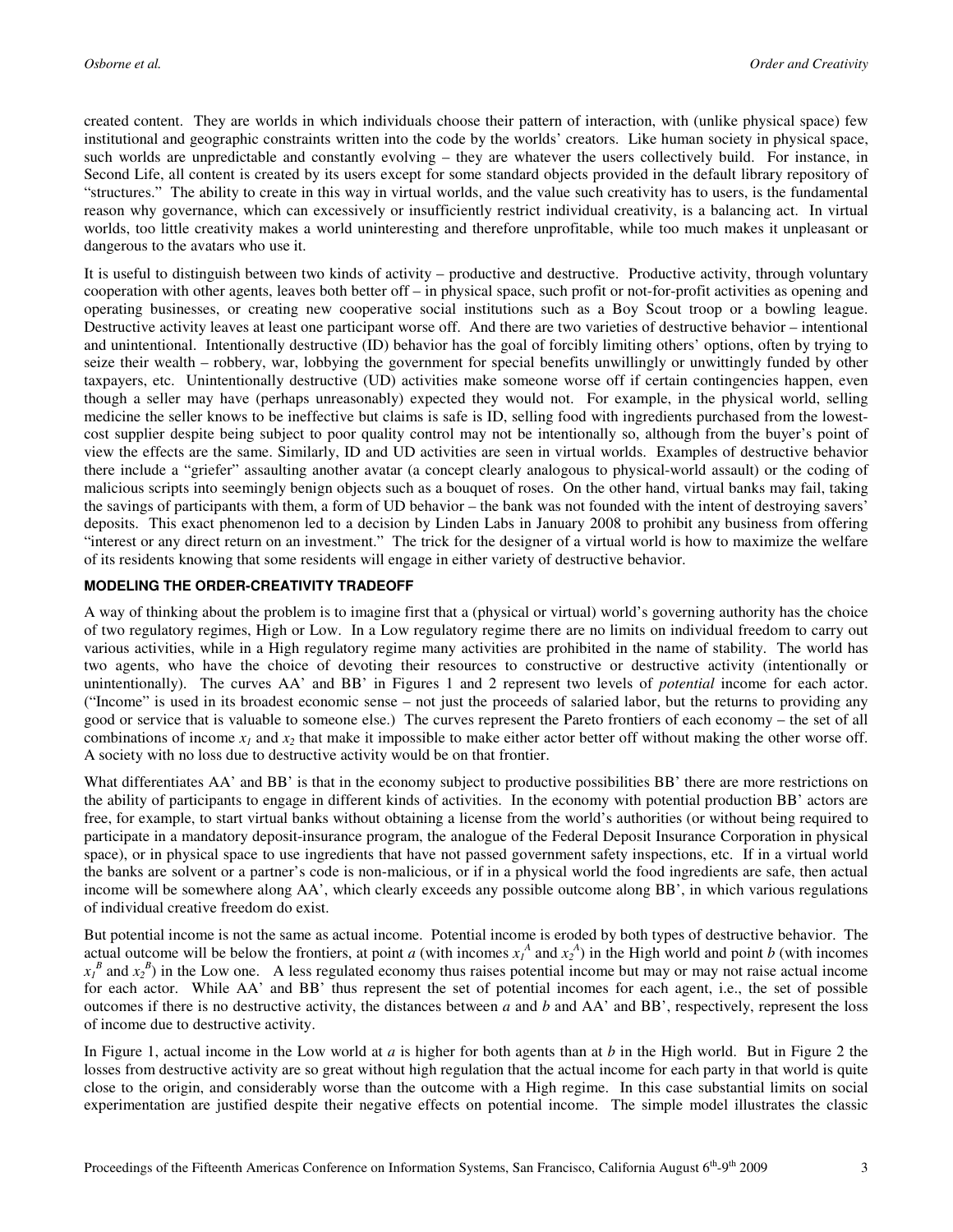created content. They are worlds in which individuals choose their pattern of interaction, with (unlike physical space) few institutional and geographic constraints written into the code by the worlds' creators. Like human society in physical space, such worlds are unpredictable and constantly evolving – they are whatever the users collectively build. For instance, in Second Life, all content is created by its users except for some standard objects provided in the default library repository of "structures." The ability to create in this way in virtual worlds, and the value such creativity has to users, is the fundamental reason why governance, which can excessively or insufficiently restrict individual creativity, is a balancing act. In virtual worlds, too little creativity makes a world uninteresting and therefore unprofitable, while too much makes it unpleasant or dangerous to the avatars who use it.

It is useful to distinguish between two kinds of activity – productive and destructive. Productive activity, through voluntary cooperation with other agents, leaves both better off – in physical space, such profit or not-for-profit activities as opening and operating businesses, or creating new cooperative social institutions such as a Boy Scout troop or a bowling league. Destructive activity leaves at least one participant worse off. And there are two varieties of destructive behavior – intentional and unintentional. Intentionally destructive (ID) behavior has the goal of forcibly limiting others' options, often by trying to seize their wealth – robbery, war, lobbying the government for special benefits unwillingly or unwittingly funded by other taxpayers, etc. Unintentionally destructive (UD) activities make someone worse off if certain contingencies happen, even though a seller may have (perhaps unreasonably) expected they would not. For example, in the physical world, selling medicine the seller knows to be ineffective but claims is safe is ID, selling food with ingredients purchased from the lowest-cost supplier despite being subject to poor quality control may not be intentionally so, although from the buyer's point of view the effects are the same. Similarly, ID and UD activities are seen in virtual worlds. Examples of destructive behavior there include a "griefer" assaulting another avatar (a concept clearly analogous to physical-world assault) or the coding of malicious scripts into seemingly benign objects such as a bouquet of roses. On the other hand, virtual banks may fail, taking the savings of participants with them, a form of UD behavior – the bank was not founded with the intent of destroying savers' deposits. This exact phenomenon led to a decision by Linden Labs in January 2008 to prohibit any business from offering "interest or any direct return on an investment." The trick for the designer of a virtual world is how to maximize the welfare of its residents knowing that some residents will engage in either variety of destructive behavior.

## MODELING THE ORDER-CREATIVITY TRADEOFF

A way of thinking about the problem is to imagine first that a (physical or virtual) world's governing authority has the choice of two regulatory regimes, High or Low. In a Low regulatory regime there are no limits on individual freedom to carry out various activities, while in a High regulatory regime many activities are prohibited in the name of stability. The world has two agents, who have the choice of devoting their resources to constructive or destructive activity (intentionally or unintentionally). The curves AA' and BB' in Figures 1 and 2 represent two levels of *potential* income for each actor. ("Income" is used in its broadest economic sense – not just the proceeds of salaried labor, but the returns to providing any good or service that is valuable to someone else.) The curves represent the Pareto frontiers of each economy – the set of all combinations of income $x_1$ and $x_2$ that make it impossible to make either actor better off without making the other worse off. A society with no loss due to destructive activity would be on that frontier.

What differentiates AA' and BB' is that in the economy subject to productive possibilities BB' there are more restrictions on the ability of participants to engage in different kinds of activities. In the economy with potential production BB' actors are free, for example, to start virtual banks without obtaining a license from the world's authorities (or without being required to participate in a mandatory deposit-insurance program, the analogue of the Federal Deposit Insurance Corporation in physical space), or in physical space to use ingredients that have not passed government safety inspections, etc. If in a virtual world the banks are solvent or a partner's code is non-malicious, or if in a physical world the food ingredients are safe, then actual income will be somewhere along AA', which clearly exceeds any possible outcome along BB', in which various regulations of individual creative freedom do exist.

But potential income is not the same as actual income. Potential income is eroded by both types of destructive behavior. The actual outcome will be below the frontiers, at point *a* (with incomes $x_1^A$ and $x_2^A$) in the High world and point *b* (with incomes $x_1^B$ and $x_2^B$) in the Low one. A less regulated economy thus raises potential income but may or may not raise actual income for each actor. While AA' and BB' thus represent the set of potential incomes for each agent, i.e., the set of possible outcomes if there is no destructive activity, the distances between *a* and *b* and AA' and BB', respectively, represent the loss of income due to destructive activity.

In Figure 1, actual income in the Low world at *a* is higher for both agents than at *b* in the High world. But in Figure 2 the losses from destructive activity are so great without high regulation that the actual income for each party in that world is quite close to the origin, and considerably worse than the outcome with a High regime. In this case substantial limits on social experimentation are justified despite their negative effects on potential income. The simple model illustrates the classic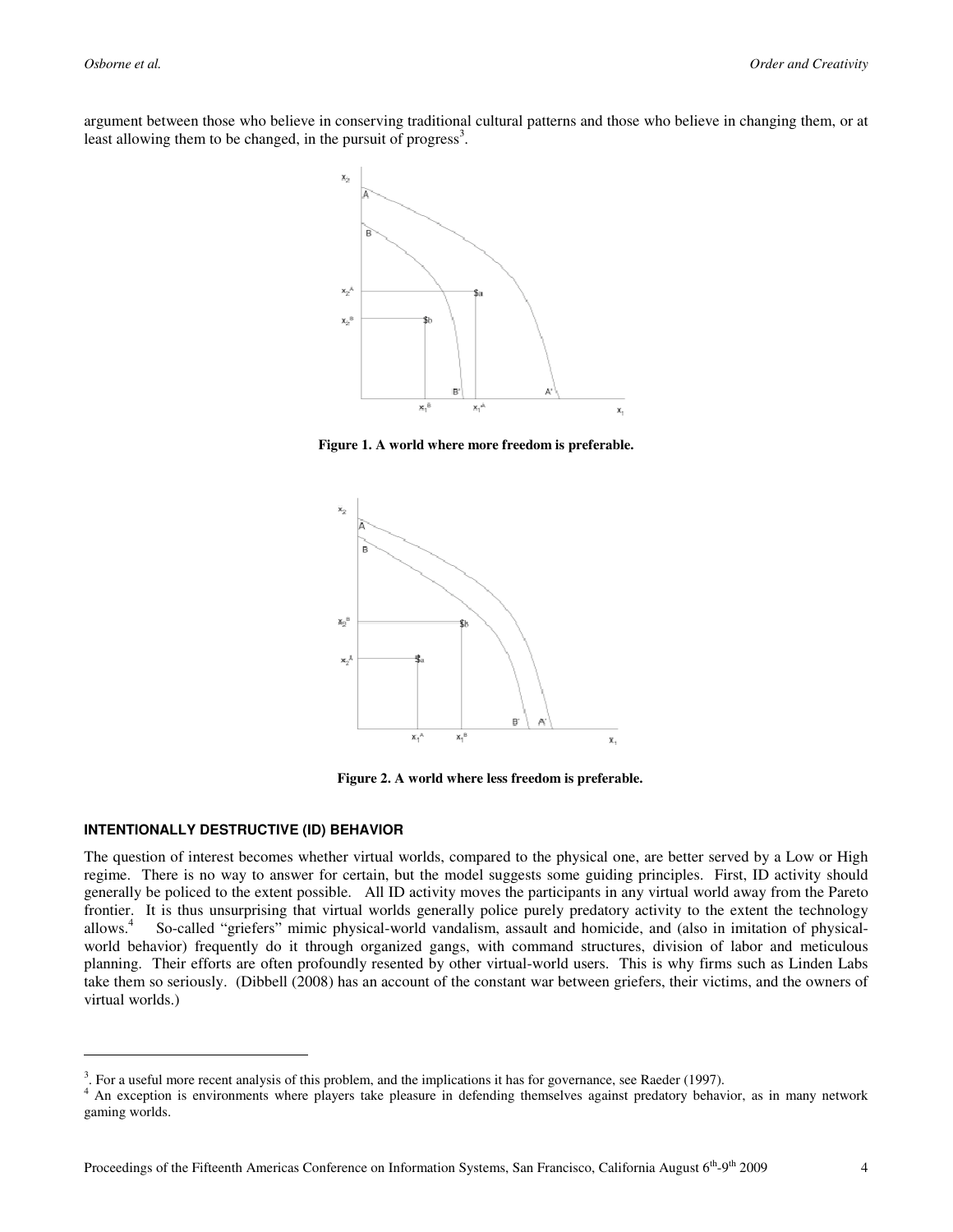argument between those who believe in conserving traditional cultural patterns and those who believe in changing them, or at least allowing them to be changed, in the pursuit of progress[3].

**Figure 1. A world where more freedom is preferable.**

**Figure 2. A world where less freedom is preferable.**

#### INTENTIONALLY DESTRUCTIVE (ID) BEHAVIOR

The question of interest becomes whether virtual worlds, compared to the physical one, are better served by a Low or High regime. There is no way to answer for certain, but the model suggests some guiding principles. First, ID activity should generally be policed to the extent possible. All ID activity moves the participants in any virtual world away from the Pareto frontier. It is thus unsurprising that virtual worlds generally police purely predatory activity to the extent the technology allows.[4] So-called "griefers" mimic physical-world vandalism, assault and homicide, and (also in imitation of physical-world behavior) frequently do it through organized gangs, with command structures, division of labor and meticulous planning. Their efforts are often profoundly resented by other virtual-world users. This is why firms such as Linden Labs take them so seriously. (Dibbell (2008) has an account of the constant war between griefers, their victims, and the owners of virtual worlds.)

---

[3]. For a useful more recent analysis of this problem, and the implications it has for governance, see Raeder (1997).

[4] An exception is environments where players take pleasure in defending themselves against predatory behavior, as in many network gaming worlds.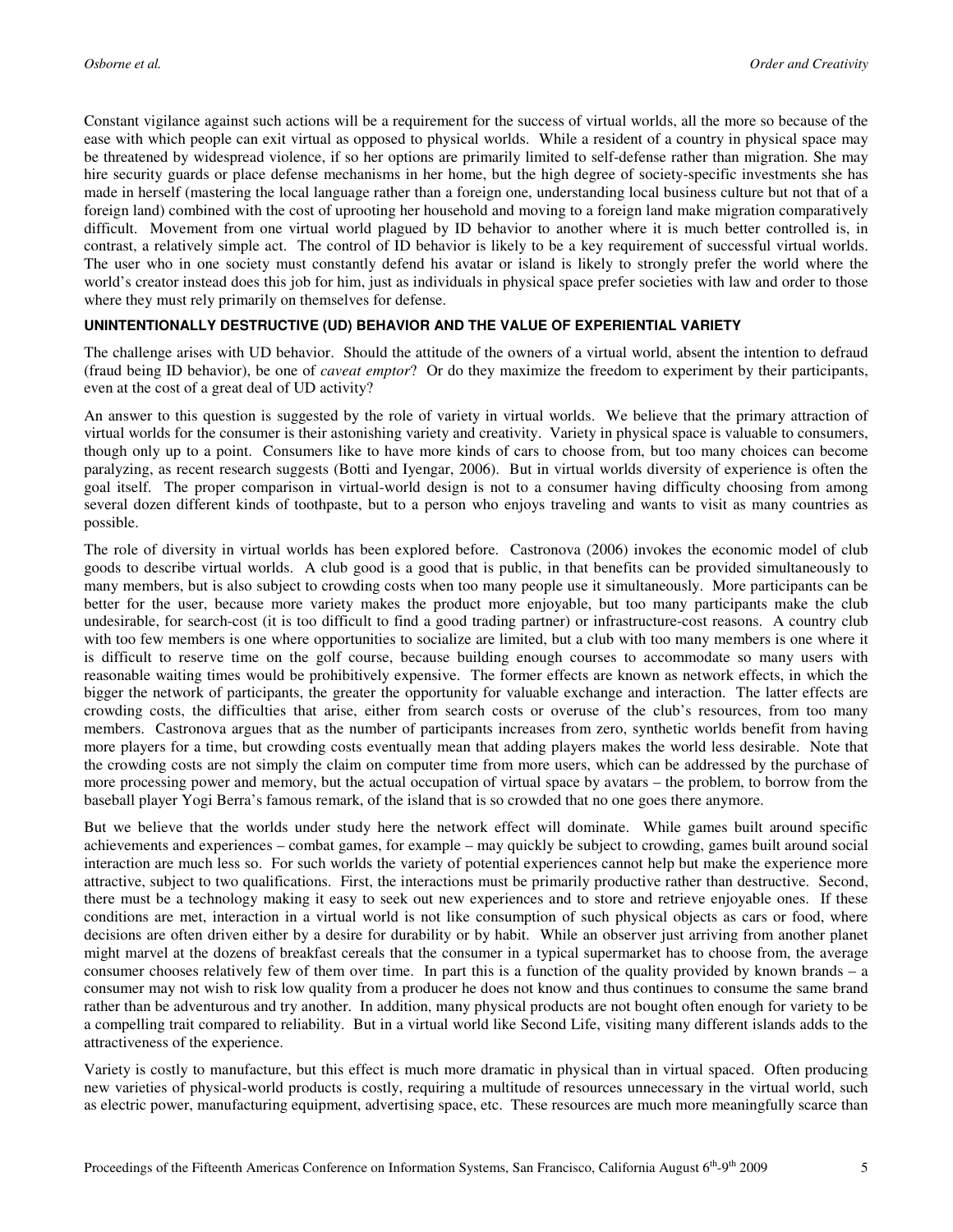Constant vigilance against such actions will be a requirement for the success of virtual worlds, all the more so because of the ease with which people can exit virtual as opposed to physical worlds. While a resident of a country in physical space may be threatened by widespread violence, if so her options are primarily limited to self-defense rather than migration. She may hire security guards or place defense mechanisms in her home, but the high degree of society-specific investments she has made in herself (mastering the local language rather than a foreign one, understanding local business culture but not that of a foreign land) combined with the cost of uprooting her household and moving to a foreign land make migration comparatively difficult. Movement from one virtual world plagued by ID behavior to another where it is much better controlled is, in contrast, a relatively simple act. The control of ID behavior is likely to be a key requirement of successful virtual worlds. The user who in one society must constantly defend his avatar or island is likely to strongly prefer the world where the world's creator instead does this job for him, just as individuals in physical space prefer societies with law and order to those where they must rely primarily on themselves for defense.

### UNINTENTIONALLY DESTRUCTIVE (UD) BEHAVIOR AND THE VALUE OF EXPERIENTIAL VARIETY

The challenge arises with UD behavior. Should the attitude of the owners of a virtual world, absent the intention to defraud (fraud being ID behavior), be one of *caveat emptor*? Or do they maximize the freedom to experiment by their participants, even at the cost of a great deal of UD activity?

An answer to this question is suggested by the role of variety in virtual worlds. We believe that the primary attraction of virtual worlds for the consumer is their astonishing variety and creativity. Variety in physical space is valuable to consumers, though only up to a point. Consumers like to have more kinds of cars to choose from, but too many choices can become paralyzing, as recent research suggests (Botti and Iyengar, 2006). But in virtual worlds diversity of experience is often the goal itself. The proper comparison in virtual-world design is not to a consumer having difficulty choosing from among several dozen different kinds of toothpaste, but to a person who enjoys traveling and wants to visit as many countries as possible.

The role of diversity in virtual worlds has been explored before. Castronova (2006) invokes the economic model of club goods to describe virtual worlds. A club good is a good that is public, in that benefits can be provided simultaneously to many members, but is also subject to crowding costs when too many people use it simultaneously. More participants can be better for the user, because more variety makes the product more enjoyable, but too many participants make the club undesirable, for search-cost (it is too difficult to find a good trading partner) or infrastructure-cost reasons. A country club with too few members is one where opportunities to socialize are limited, but a club with too many members is one where it is difficult to reserve time on the golf course, because building enough courses to accommodate so many users with reasonable waiting times would be prohibitively expensive. The former effects are known as network effects, in which the bigger the network of participants, the greater the opportunity for valuable exchange and interaction. The latter effects are crowding costs, the difficulties that arise, either from search costs or overuse of the club's resources, from too many members. Castronova argues that as the number of participants increases from zero, synthetic worlds benefit from having more players for a time, but crowding costs eventually mean that adding players makes the world less desirable. Note that the crowding costs are not simply the claim on computer time from more users, which can be addressed by the purchase of more processing power and memory, but the actual occupation of virtual space by avatars – the problem, to borrow from the baseball player Yogi Berra's famous remark, of the island that is so crowded that no one goes there anymore.

But we believe that the worlds under study here the network effect will dominate. While games built around specific achievements and experiences – combat games, for example – may quickly be subject to crowding, games built around social interaction are much less so. For such worlds the variety of potential experiences cannot help but make the experience more attractive, subject to two qualifications. First, the interactions must be primarily productive rather than destructive. Second, there must be a technology making it easy to seek out new experiences and to store and retrieve enjoyable ones. If these conditions are met, interaction in a virtual world is not like consumption of such physical objects as cars or food, where decisions are often driven either by a desire for durability or by habit. While an observer just arriving from another planet might marvel at the dozens of breakfast cereals that the consumer in a typical supermarket has to choose from, the average consumer chooses relatively few of them over time. In part this is a function of the quality provided by known brands – a consumer may not wish to risk low quality from a producer he does not know and thus continues to consume the same brand rather than be adventurous and try another. In addition, many physical products are not bought often enough for variety to be a compelling trait compared to reliability. But in a virtual world like Second Life, visiting many different islands adds to the attractiveness of the experience.

Variety is costly to manufacture, but this effect is much more dramatic in physical than in virtual spaced. Often producing new varieties of physical-world products is costly, requiring a multitude of resources unnecessary in the virtual world, such as electric power, manufacturing equipment, advertising space, etc. These resources are much more meaningfully scarce than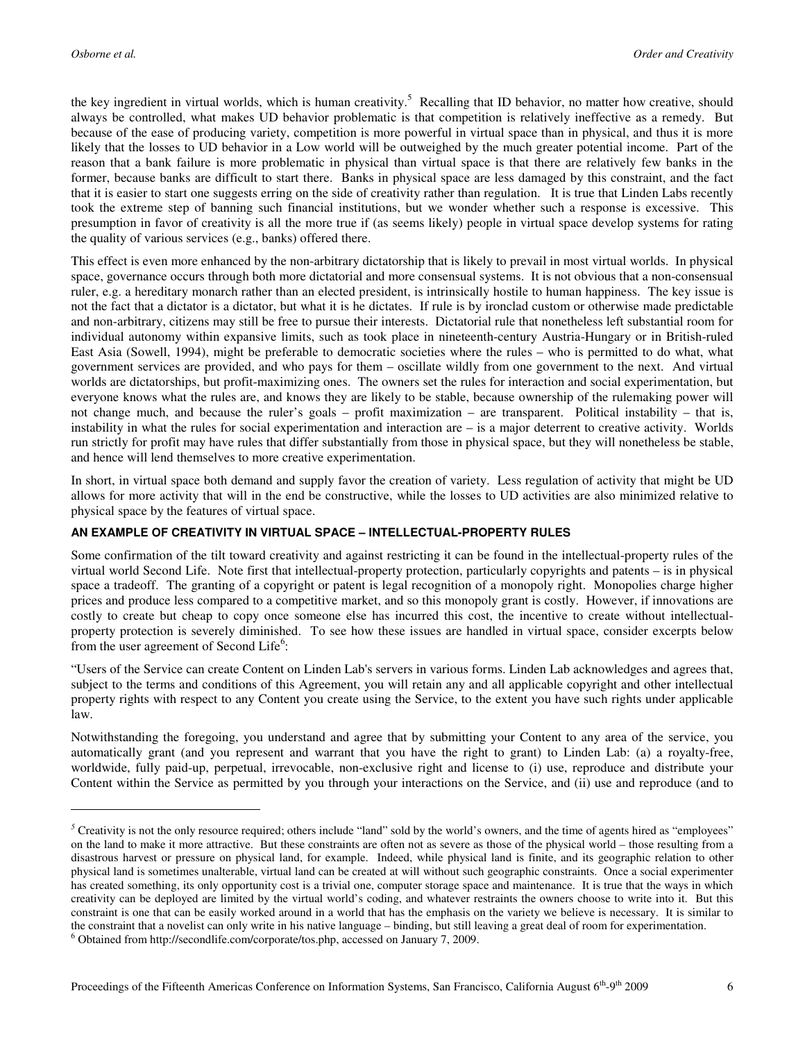the key ingredient in virtual worlds, which is human creativity.[5] Recalling that ID behavior, no matter how creative, should always be controlled, what makes UD behavior problematic is that competition is relatively ineffective as a remedy. But because of the ease of producing variety, competition is more powerful in virtual space than in physical, and thus it is more likely that the losses to UD behavior in a Low world will be outweighed by the much greater potential income. Part of the reason that a bank failure is more problematic in physical than virtual space is that there are relatively few banks in the former, because banks are difficult to start there. Banks in physical space are less damaged by this constraint, and the fact that it is easier to start one suggests erring on the side of creativity rather than regulation. It is true that Linden Labs recently took the extreme step of banning such financial institutions, but we wonder whether such a response is excessive. This presumption in favor of creativity is all the more true if (as seems likely) people in virtual space develop systems for rating the quality of various services (e.g., banks) offered there.

This effect is even more enhanced by the non-arbitrary dictatorship that is likely to prevail in most virtual worlds. In physical space, governance occurs through both more dictatorial and more consensual systems. It is not obvious that a non-consensual ruler, e.g. a hereditary monarch rather than an elected president, is intrinsically hostile to human happiness. The key issue is not the fact that a dictator is a dictator, but what it is he dictates. If rule is by ironclad custom or otherwise made predictable and non-arbitrary, citizens may still be free to pursue their interests. Dictatorial rule that nonetheless left substantial room for individual autonomy within expansive limits, such as took place in nineteenth-century Austria-Hungary or in British-ruled East Asia (Sowell, 1994), might be preferable to democratic societies where the rules – who is permitted to do what, what government services are provided, and who pays for them – oscillate wildly from one government to the next. And virtual worlds are dictatorships, but profit-maximizing ones. The owners set the rules for interaction and social experimentation, but everyone knows what the rules are, and knows they are likely to be stable, because ownership of the rulemaking power will not change much, and because the ruler's goals – profit maximization – are transparent. Political instability – that is, instability in what the rules for social experimentation and interaction are – is a major deterrent to creative activity. Worlds run strictly for profit may have rules that differ substantially from those in physical space, but they will nonetheless be stable, and hence will lend themselves to more creative experimentation.

In short, in virtual space both demand and supply favor the creation of variety. Less regulation of activity that might be UD allows for more activity that will in the end be constructive, while the losses to UD activities are also minimized relative to physical space by the features of virtual space.

## AN EXAMPLE OF CREATIVITY IN VIRTUAL SPACE – INTELLECTUAL-PROPERTY RULES

Some confirmation of the tilt toward creativity and against restricting it can be found in the intellectual-property rules of the virtual world Second Life. Note first that intellectual-property protection, particularly copyrights and patents – is in physical space a tradeoff. The granting of a copyright or patent is legal recognition of a monopoly right. Monopolies charge higher prices and produce less compared to a competitive market, and so this monopoly grant is costly. However, if innovations are costly to create but cheap to copy once someone else has incurred this cost, the incentive to create without intellectual-property protection is severely diminished. To see how these issues are handled in virtual space, consider excerpts below from the user agreement of Second Life[6]:

"Users of the Service can create Content on Linden Lab's servers in various forms. Linden Lab acknowledges and agrees that, subject to the terms and conditions of this Agreement, you will retain any and all applicable copyright and other intellectual property rights with respect to any Content you create using the Service, to the extent you have such rights under applicable law.

Notwithstanding the foregoing, you understand and agree that by submitting your Content to any area of the service, you automatically grant (and you represent and warrant that you have the right to grant) to Linden Lab: (a) a royalty-free, worldwide, fully paid-up, perpetual, irrevocable, non-exclusive right and license to (i) use, reproduce and distribute your Content within the Service as permitted by you through your interactions on the Service, and (ii) use and reproduce (and to

---

[5] Creativity is not the only resource required; others include "land" sold by the world's owners, and the time of agents hired as "employees" on the land to make it more attractive. But these constraints are often not as severe as those of the physical world – those resulting from a disastrous harvest or pressure on physical land, for example. Indeed, while physical land is finite, and its geographic relation to other physical land is sometimes unalterable, virtual land can be created at will without such geographic constraints. Once a social experimenter has created something, its only opportunity cost is a trivial one, computer storage space and maintenance. It is true that the ways in which creativity can be deployed are limited by the virtual world's coding, and whatever restraints the owners choose to write into it. But this constraint is one that can be easily worked around in a world that has the emphasis on the variety we believe is necessary. It is similar to the constraint that a novelist can only write in his native language – binding, but still leaving a great deal of room for experimentation.

[6] Obtained from http://secondlife.com/corporate/tos.php, accessed on January 7, 2009.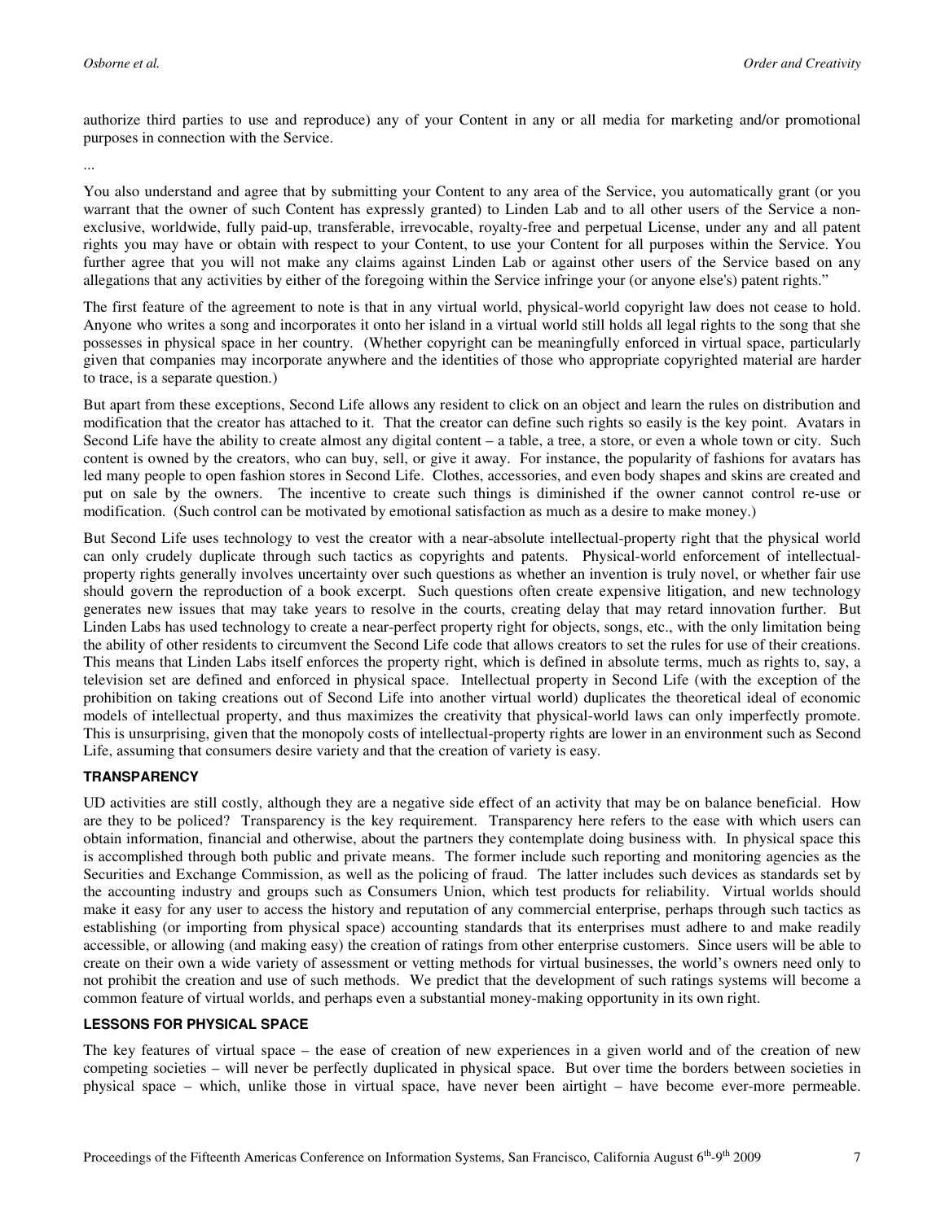authorize third parties to use and reproduce) any of your Content in any or all media for marketing and/or promotional purposes in connection with the Service.

...

You also understand and agree that by submitting your Content to any area of the Service, you automatically grant (or you warrant that the owner of such Content has expressly granted) to Linden Lab and to all other users of the Service a non-exclusive, worldwide, fully paid-up, transferable, irrevocable, royalty-free and perpetual License, under any and all patent rights you may have or obtain with respect to your Content, to use your Content for all purposes within the Service. You further agree that you will not make any claims against Linden Lab or against other users of the Service based on any allegations that any activities by either of the foregoing within the Service infringe your (or anyone else's) patent rights."

The first feature of the agreement to note is that in any virtual world, physical-world copyright law does not cease to hold. Anyone who writes a song and incorporates it onto her island in a virtual world still holds all legal rights to the song that she possesses in physical space in her country. (Whether copyright can be meaningfully enforced in virtual space, particularly given that companies may incorporate anywhere and the identities of those who appropriate copyrighted material are harder to trace, is a separate question.)

But apart from these exceptions, Second Life allows any resident to click on an object and learn the rules on distribution and modification that the creator has attached to it. That the creator can define such rights so easily is the key point. Avatars in Second Life have the ability to create almost any digital content – a table, a tree, a store, or even a whole town or city. Such content is owned by the creators, who can buy, sell, or give it away. For instance, the popularity of fashions for avatars has led many people to open fashion stores in Second Life. Clothes, accessories, and even body shapes and skins are created and put on sale by the owners. The incentive to create such things is diminished if the owner cannot control re-use or modification. (Such control can be motivated by emotional satisfaction as much as a desire to make money.)

But Second Life uses technology to vest the creator with a near-absolute intellectual-property right that the physical world can only crudely duplicate through such tactics as copyrights and patents. Physical-world enforcement of intellectual-property rights generally involves uncertainty over such questions as whether an invention is truly novel, or whether fair use should govern the reproduction of a book excerpt. Such questions often create expensive litigation, and new technology generates new issues that may take years to resolve in the courts, creating delay that may retard innovation further. But Linden Labs has used technology to create a near-perfect property right for objects, songs, etc., with the only limitation being the ability of other residents to circumvent the Second Life code that allows creators to set the rules for use of their creations. This means that Linden Labs itself enforces the property right, which is defined in absolute terms, much as rights to, say, a television set are defined and enforced in physical space. Intellectual property in Second Life (with the exception of the prohibition on taking creations out of Second Life into another virtual world) duplicates the theoretical ideal of economic models of intellectual property, and thus maximizes the creativity that physical-world laws can only imperfectly promote. This is unsurprising, given that the monopoly costs of intellectual-property rights are lower in an environment such as Second Life, assuming that consumers desire variety and that the creation of variety is easy.

## TRANSPARENCY

UD activities are still costly, although they are a negative side effect of an activity that may be on balance beneficial. How are they to be policed? Transparency is the key requirement. Transparency here refers to the ease with which users can obtain information, financial and otherwise, about the partners they contemplate doing business with. In physical space this is accomplished through both public and private means. The former include such reporting and monitoring agencies as the Securities and Exchange Commission, as well as the policing of fraud. The latter includes such devices as standards set by the accounting industry and groups such as Consumers Union, which test products for reliability. Virtual worlds should make it easy for any user to access the history and reputation of any commercial enterprise, perhaps through such tactics as establishing (or importing from physical space) accounting standards that its enterprises must adhere to and make readily accessible, or allowing (and making easy) the creation of ratings from other enterprise customers. Since users will be able to create on their own a wide variety of assessment or vetting methods for virtual businesses, the world's owners need only to not prohibit the creation and use of such methods. We predict that the development of such ratings systems will become a common feature of virtual worlds, and perhaps even a substantial money-making opportunity in its own right.

## LESSONS FOR PHYSICAL SPACE

The key features of virtual space – the ease of creation of new experiences in a given world and of the creation of new competing societies – will never be perfectly duplicated in physical space. But over time the borders between societies in physical space – which, unlike those in virtual space, have never been airtight – have become ever-more permeable.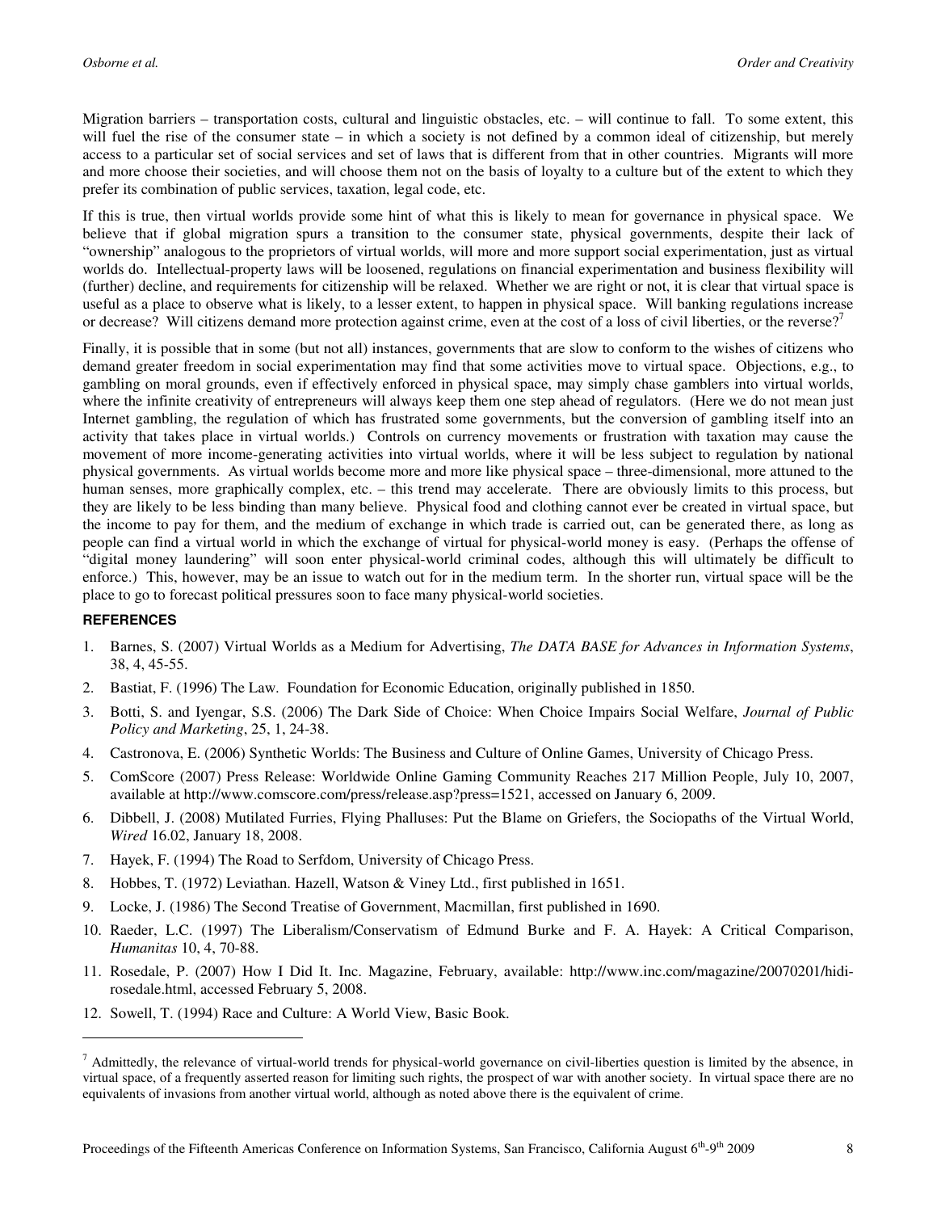Migration barriers – transportation costs, cultural and linguistic obstacles, etc. – will continue to fall. To some extent, this will fuel the rise of the consumer state – in which a society is not defined by a common ideal of citizenship, but merely access to a particular set of social services and set of laws that is different from that in other countries. Migrants will more and more choose their societies, and will choose them not on the basis of loyalty to a culture but of the extent to which they prefer its combination of public services, taxation, legal code, etc.

If this is true, then virtual worlds provide some hint of what this is likely to mean for governance in physical space. We believe that if global migration spurs a transition to the consumer state, physical governments, despite their lack of "ownership" analogous to the proprietors of virtual worlds, will more and more support social experimentation, just as virtual worlds do. Intellectual-property laws will be loosened, regulations on financial experimentation and business flexibility will (further) decline, and requirements for citizenship will be relaxed. Whether we are right or not, it is clear that virtual space is useful as a place to observe what is likely, to a lesser extent, to happen in physical space. Will banking regulations increase or decrease? Will citizens demand more protection against crime, even at the cost of a loss of civil liberties, or the reverse?[7]

Finally, it is possible that in some (but not all) instances, governments that are slow to conform to the wishes of citizens who demand greater freedom in social experimentation may find that some activities move to virtual space. Objections, e.g., to gambling on moral grounds, even if effectively enforced in physical space, may simply chase gamblers into virtual worlds, where the infinite creativity of entrepreneurs will always keep them one step ahead of regulators. (Here we do not mean just Internet gambling, the regulation of which has frustrated some governments, but the conversion of gambling itself into an activity that takes place in virtual worlds.) Controls on currency movements or frustration with taxation may cause the movement of more income-generating activities into virtual worlds, where it will be less subject to regulation by national physical governments. As virtual worlds become more and more like physical space – three-dimensional, more attuned to the human senses, more graphically complex, etc. – this trend may accelerate. There are obviously limits to this process, but they are likely to be less binding than many believe. Physical food and clothing cannot ever be created in virtual space, but the income to pay for them, and the medium of exchange in which trade is carried out, can be generated there, as long as people can find a virtual world in which the exchange of virtual for physical-world money is easy. (Perhaps the offense of "digital money laundering" will soon enter physical-world criminal codes, although this will ultimately be difficult to enforce.) This, however, may be an issue to watch out for in the medium term. In the shorter run, virtual space will be the place to go to forecast political pressures soon to face many physical-world societies.

## REFERENCES

1. Barnes, S. (2007) Virtual Worlds as a Medium for Advertising, *The DATA BASE for Advances in Information Systems*, 38, 4, 45-55.
2. Bastiat, F. (1996) The Law. Foundation for Economic Education, originally published in 1850.
3. Botti, S. and Iyengar, S.S. (2006) The Dark Side of Choice: When Choice Impairs Social Welfare, *Journal of Public Policy and Marketing*, 25, 1, 24-38.
4. Castronova, E. (2006) Synthetic Worlds: The Business and Culture of Online Games, University of Chicago Press.
5. ComScore (2007) Press Release: Worldwide Online Gaming Community Reaches 217 Million People, July 10, 2007, available at http://www.comscore.com/press/release.asp?press=1521, accessed on January 6, 2009.
6. Dibbell, J. (2008) Mutilated Furries, Flying Phalluses: Put the Blame on Griefers, the Sociopaths of the Virtual World, *Wired* 16.02, January 18, 2008.
7. Hayek, F. (1994) The Road to Serfdom, University of Chicago Press.
8. Hobbes, T. (1972) Leviathan. Hazell, Watson & Viney Ltd., first published in 1651.
9. Locke, J. (1986) The Second Treatise of Government, Macmillan, first published in 1690.
10. Raeder, L.C. (1997) The Liberalism/Conservatism of Edmund Burke and F. A. Hayek: A Critical Comparison, *Humanitas* 10, 4, 70-88.
11. Rosedale, P. (2007) How I Did It. Inc. Magazine, February, available: http://www.inc.com/magazine/20070201/hidi-rosedale.html, accessed February 5, 2008.
12. Sowell, T. (1994) Race and Culture: A World View, Basic Book.

---

[7] Admittedly, the relevance of virtual-world trends for physical-world governance on civil-liberties question is limited by the absence, in virtual space, of a frequently asserted reason for limiting such rights, the prospect of war with another society. In virtual space there are no equivalents of invasions from another virtual world, although as noted above there is the equivalent of crime.